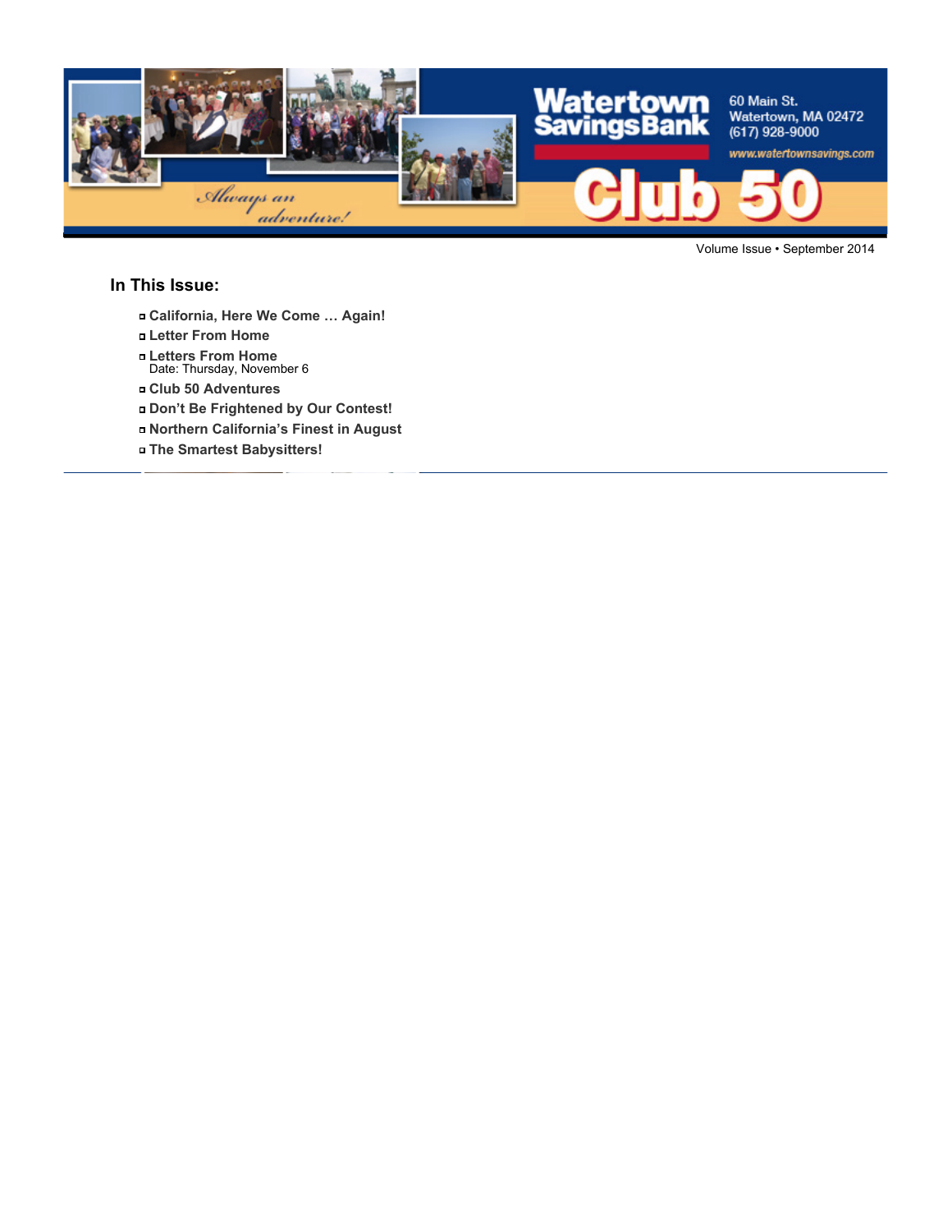Watertown Savings Bank

60 Main St.
Watertown, MA 02472
(617) 928-9000
www.watertownsavings.com

*Always an adventure!*

# Club 50

Volume Issue • September 2014

## In This Issue:

- **California, Here We Come … Again!**
- **Letter From Home**
- **Letters From Home**
  Date: Thursday, November 6
- **Club 50 Adventures**
- **Don't Be Frightened by Our Contest!**
- **Northern California's Finest in August**
- **The Smartest Babysitters!**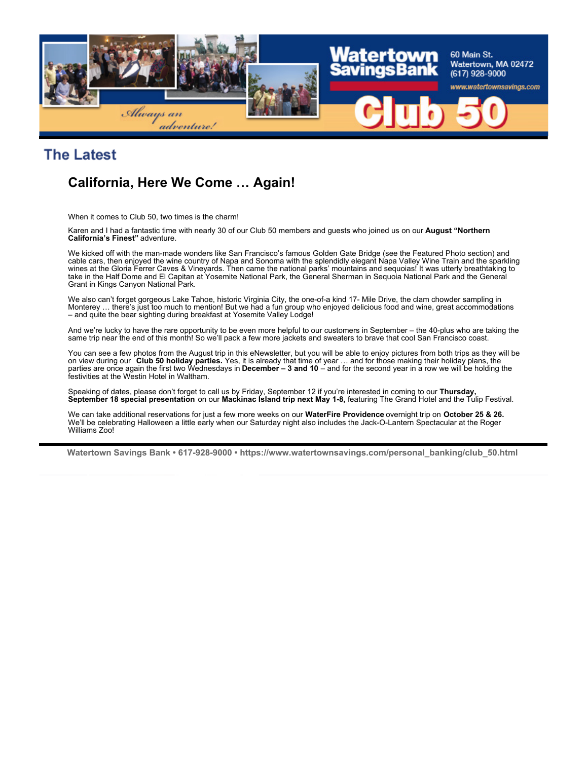# The Latest

## California, Here We Come … Again!

When it comes to Club 50, two times is the charm!

Karen and I had a fantastic time with nearly 30 of our Club 50 members and guests who joined us on our **August "Northern California's Finest"** adventure.

We kicked off with the man-made wonders like San Francisco's famous Golden Gate Bridge (see the Featured Photo section) and cable cars, then enjoyed the wine country of Napa and Sonoma with the splendidly elegant Napa Valley Wine Train and the sparkling wines at the Gloria Ferrer Caves & Vineyards. Then came the national parks' mountains and sequoias! It was utterly breathtaking to take in the Half Dome and El Capitan at Yosemite National Park, the General Sherman in Sequoia National Park and the General Grant in Kings Canyon National Park.

We also can't forget gorgeous Lake Tahoe, historic Virginia City, the one-of-a kind 17- Mile Drive, the clam chowder sampling in Monterey … there's just too much to mention! But we had a fun group who enjoyed delicious food and wine, great accommodations – and quite the bear sighting during breakfast at Yosemite Valley Lodge!

And we're lucky to have the rare opportunity to be even more helpful to our customers in September – the 40-plus who are taking the same trip near the end of this month! So we'll pack a few more jackets and sweaters to brave that cool San Francisco coast.

You can see a few photos from the August trip in this eNewsletter, but you will be able to enjoy pictures from both trips as they will be on view during our **Club 50 holiday parties.** Yes, it is already that time of year … and for those making their holiday plans, the parties are once again the first two Wednesdays in **December – 3 and 10** – and for the second year in a row we will be holding the festivities at the Westin Hotel in Waltham.

Speaking of dates, please don't forget to call us by Friday, September 12 if you're interested in coming to our **Thursday, September 18 special presentation** on our **Mackinac Island trip next May 1-8,** featuring The Grand Hotel and the Tulip Festival.

We can take additional reservations for just a few more weeks on our **WaterFire Providence** overnight trip on **October 25 & 26.** We'll be celebrating Halloween a little early when our Saturday night also includes the Jack-O-Lantern Spectacular at the Roger Williams Zoo!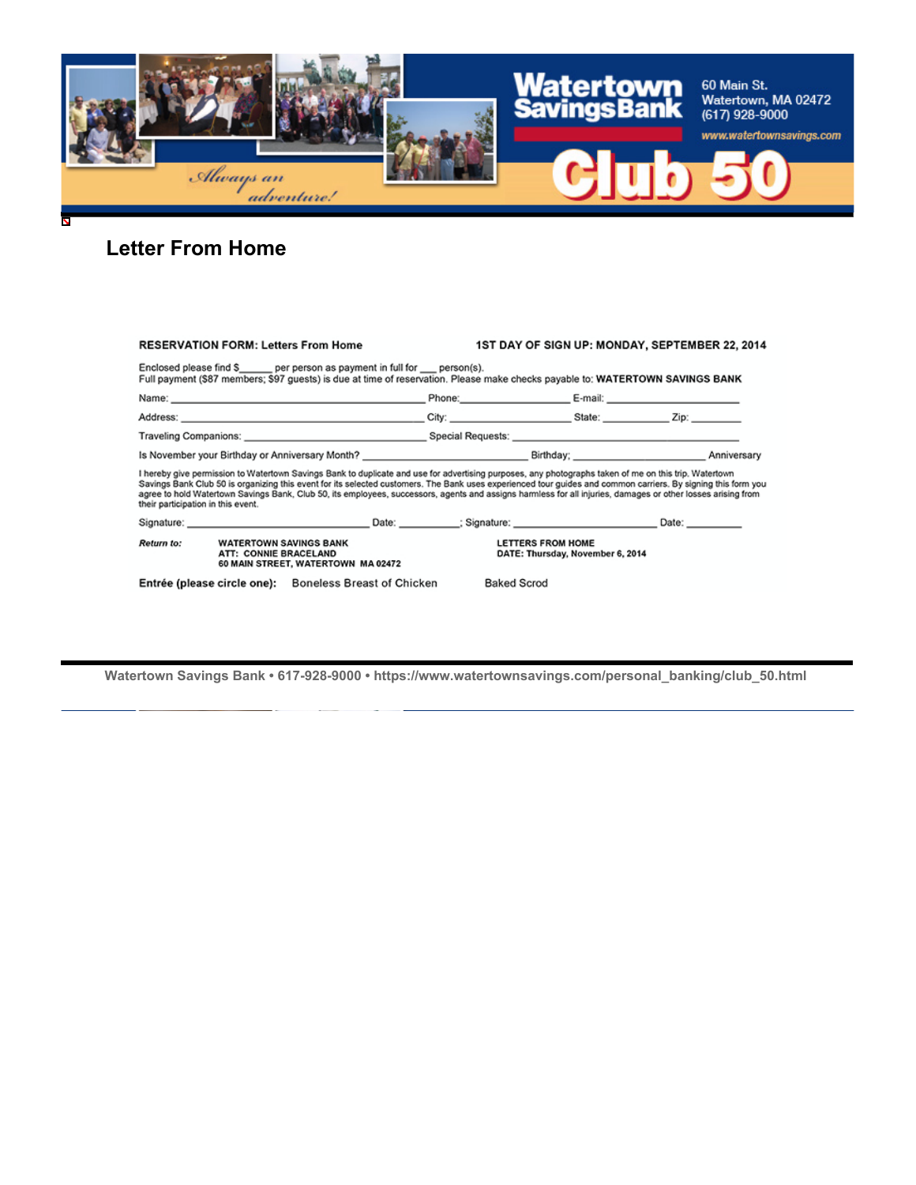Watertown Savings Bank

60 Main St.
Watertown, MA 02472
(617) 928-9000

www.watertownsavings.com

*Always an adventure!*

Club 50

## Letter From Home

**RESERVATION FORM: Letters From Home** **1ST DAY OF SIGN UP: MONDAY, SEPTEMBER 22, 2014**

Enclosed please find $______ per person as payment in full for ___ person(s).
Full payment ($87 members; $97 guests) is due at time of reservation. Please make checks payable to: **WATERTOWN SAVINGS BANK**

Name: ______________________________ Phone:________________ E-mail: ____________________

Address: ______________________________ City: ________________ State: __________ Zip: ________

Traveling Companions: ______________________ Special Requests: ______________________________

Is November your Birthday or Anniversary Month? ______________________ Birthday; ____________________ Anniversary

I hereby give permission to Watertown Savings Bank to duplicate and use for advertising purposes, any photographs taken of me on this trip. Watertown Savings Bank Club 50 is organizing this event for its selected customers. The Bank uses experienced tour guides and common carriers. By signing this form you agree to hold Watertown Savings Bank, Club 50, its employees, successors, agents and assigns harmless for all injuries, damages or other losses arising from their participation in this event.

Signature: ______________________ Date: __________; Signature: ______________________ Date: _________

***Return to:*** **WATERTOWN SAVINGS BANK**
**ATT: CONNIE BRACELAND**
**60 MAIN STREET, WATERTOWN MA 02472**

**LETTERS FROM HOME**
**DATE: Thursday, November 6, 2014**

**Entrée (please circle one):** Boneless Breast of Chicken Baked Scrod

Watertown Savings Bank • 617-928-9000 • https://www.watertownsavings.com/personal_banking/club_50.html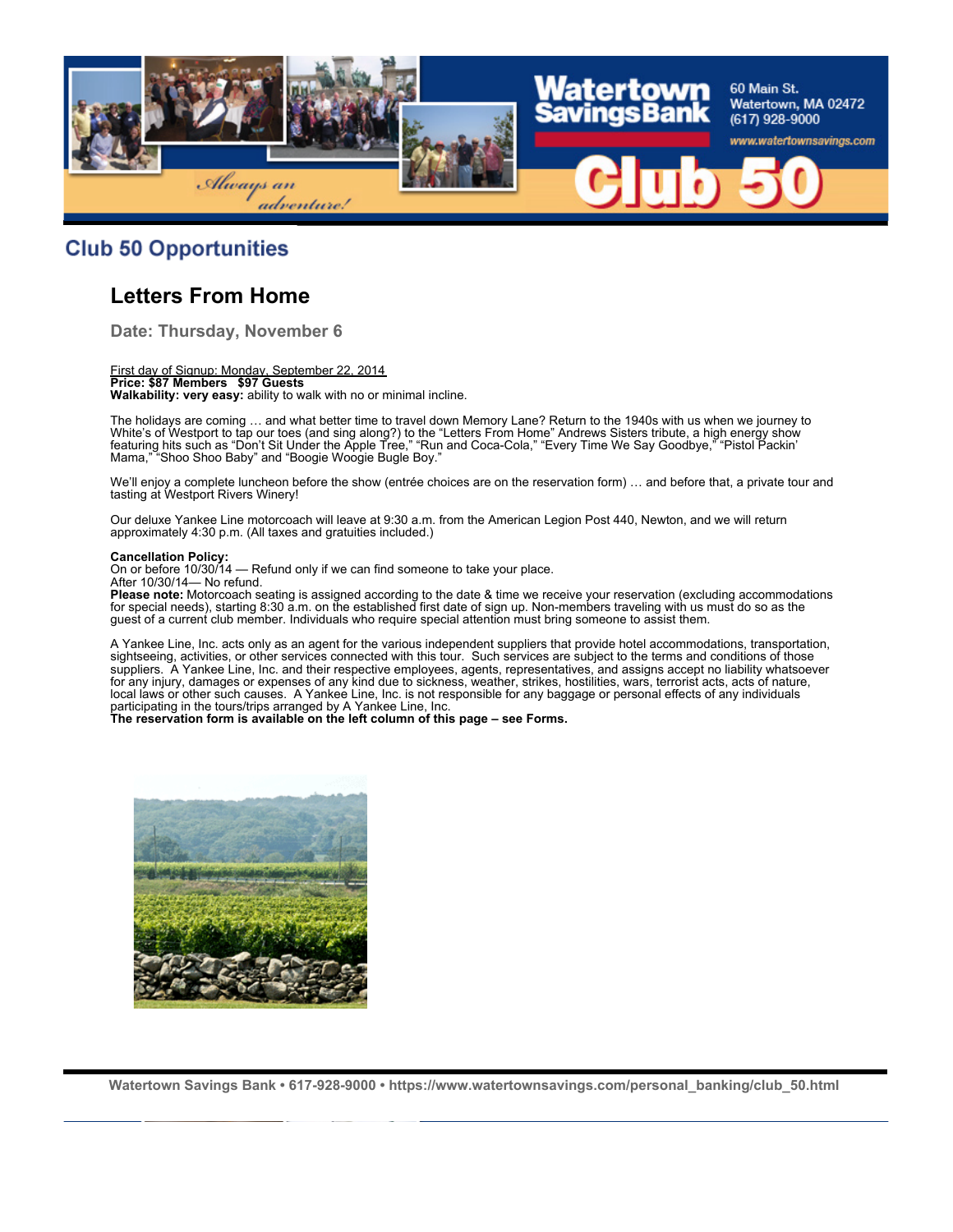## Club 50 Opportunities

### Letters From Home

**Date: Thursday, November 6**

First day of Signup: Monday, September 22, 2014
**Price: $87 Members $97 Guests**
**Walkability: very easy:** ability to walk with no or minimal incline.

The holidays are coming … and what better time to travel down Memory Lane? Return to the 1940s with us when we journey to White's of Westport to tap our toes (and sing along?) to the "Letters From Home" Andrews Sisters tribute, a high energy show featuring hits such as "Don't Sit Under the Apple Tree," "Run and Coca-Cola," "Every Time We Say Goodbye," "Pistol Packin' Mama," "Shoo Shoo Baby" and "Boogie Woogie Bugle Boy."

We'll enjoy a complete luncheon before the show (entrée choices are on the reservation form) … and before that, a private tour and tasting at Westport Rivers Winery!

Our deluxe Yankee Line motorcoach will leave at 9:30 a.m. from the American Legion Post 440, Newton, and we will return approximately 4:30 p.m. (All taxes and gratuities included.)

**Cancellation Policy:**
On or before 10/30/14 — Refund only if we can find someone to take your place.
After 10/30/14— No refund.
**Please note:** Motorcoach seating is assigned according to the date & time we receive your reservation (excluding accommodations for special needs), starting 8:30 a.m. on the established first date of sign up. Non-members traveling with us must do so as the guest of a current club member. Individuals who require special attention must bring someone to assist them.

A Yankee Line, Inc. acts only as an agent for the various independent suppliers that provide hotel accommodations, transportation, sightseeing, activities, or other services connected with this tour. Such services are subject to the terms and conditions of those suppliers. A Yankee Line, Inc. and their respective employees, agents, representatives, and assigns accept no liability whatsoever for any injury, damages or expenses of any kind due to sickness, weather, strikes, hostilities, wars, terrorist acts, acts of nature, local laws or other such causes. A Yankee Line, Inc. is not responsible for any baggage or personal effects of any individuals participating in the tours/trips arranged by A Yankee Line, Inc.
**The reservation form is available on the left column of this page – see Forms.**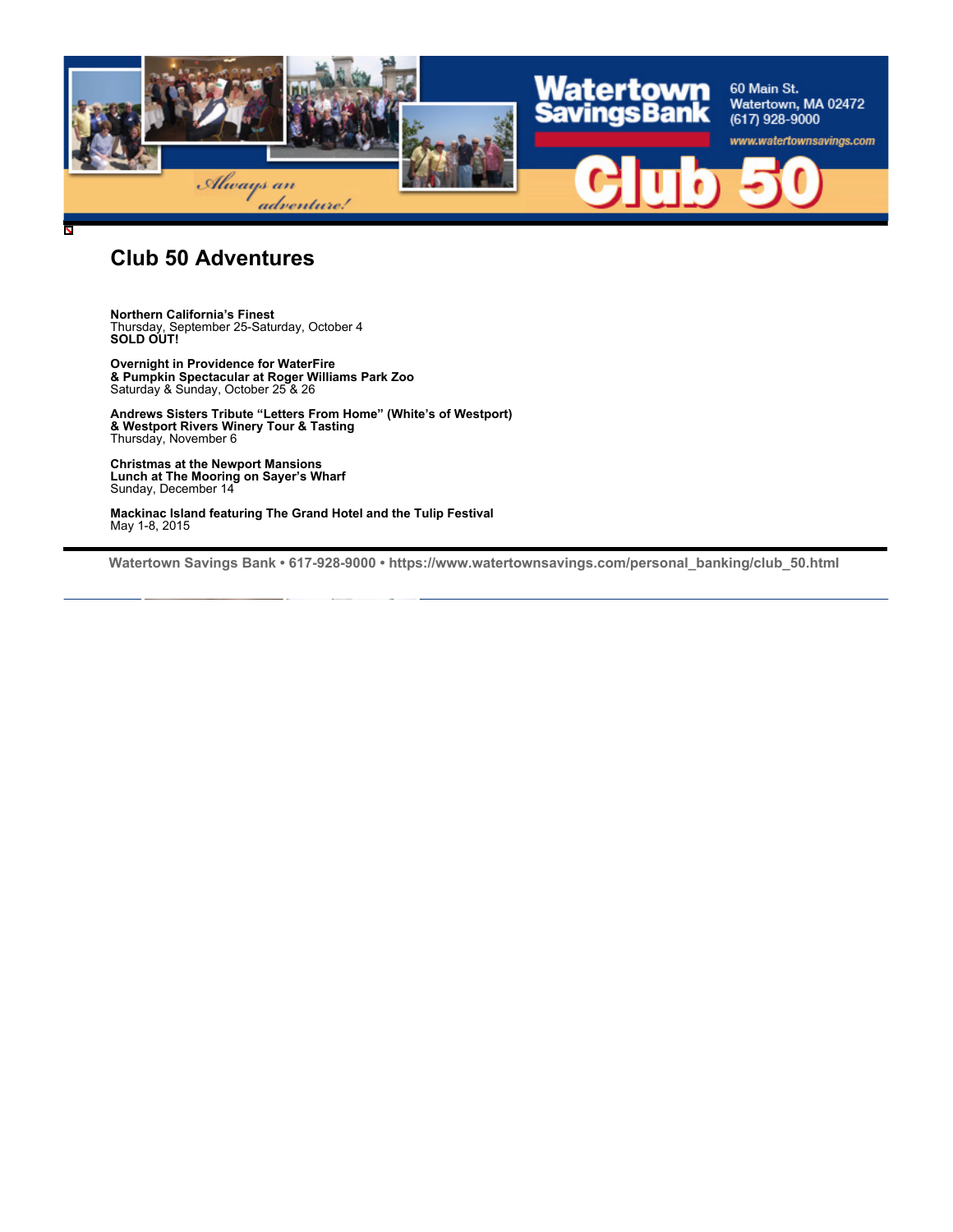Watertown Savings Bank

60 Main St.
Watertown, MA 02472
(617) 928-9000

www.watertownsavings.com

*Always an adventure!*

Club 50

# Club 50 Adventures

**Northern California's Finest**
Thursday, September 25-Saturday, October 4
**SOLD OUT!**

**Overnight in Providence for WaterFire**
**& Pumpkin Spectacular at Roger Williams Park Zoo**
Saturday & Sunday, October 25 & 26

**Andrews Sisters Tribute "Letters From Home" (White's of Westport)**
**& Westport Rivers Winery Tour & Tasting**
Thursday, November 6

**Christmas at the Newport Mansions**
**Lunch at The Mooring on Sayer's Wharf**
Sunday, December 14

**Mackinac Island featuring The Grand Hotel and the Tulip Festival**
May 1-8, 2015

**Watertown Savings Bank • 617-928-9000 • https://www.watertownsavings.com/personal_banking/club_50.html**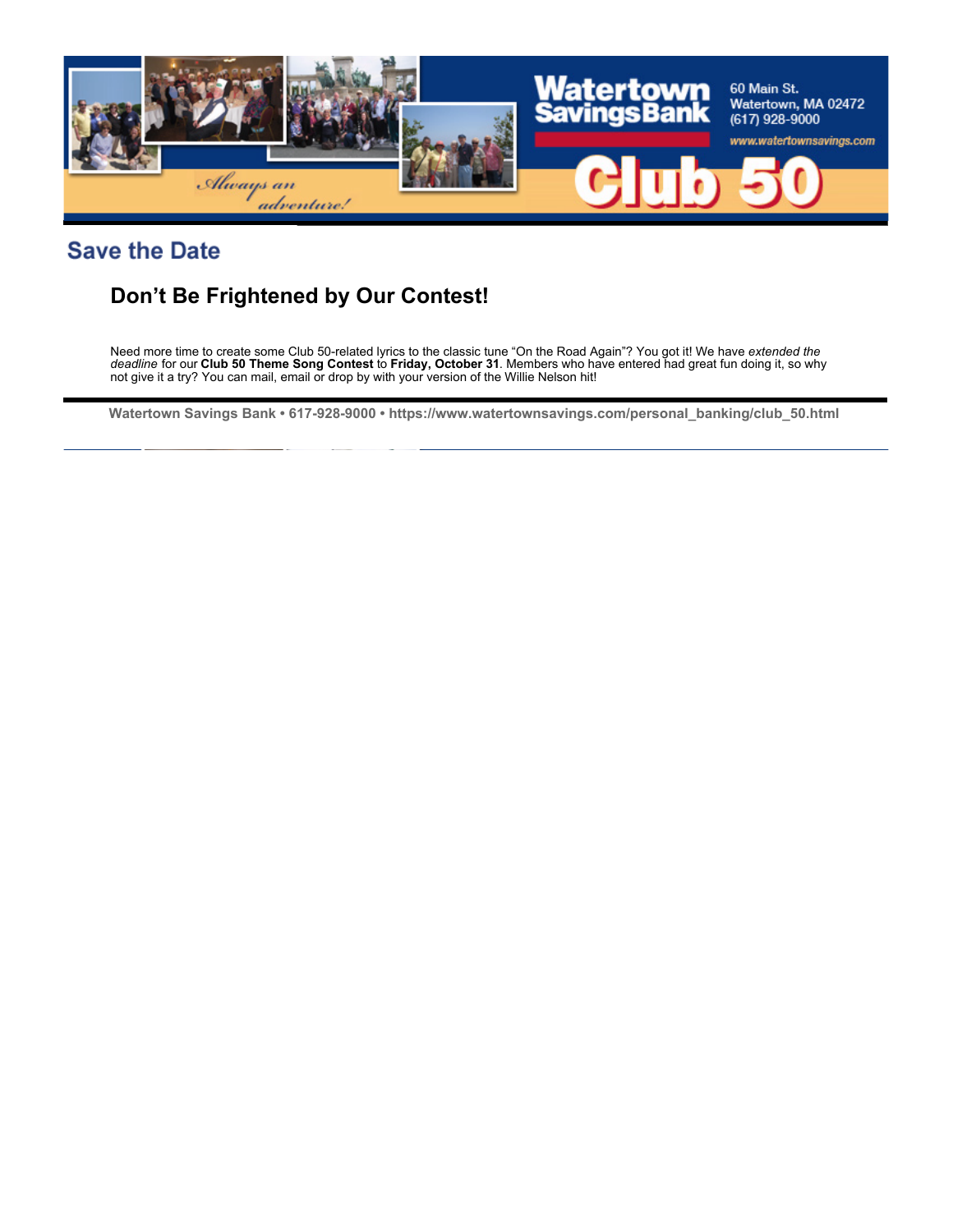## Save the Date

### Don’t Be Frightened by Our Contest!

Need more time to create some Club 50-related lyrics to the classic tune “On the Road Again”? You got it! We have *extended the deadline* for our **Club 50 Theme Song Contest** to **Friday, October 31**. Members who have entered had great fun doing it, so why not give it a try? You can mail, email or drop by with your version of the Willie Nelson hit!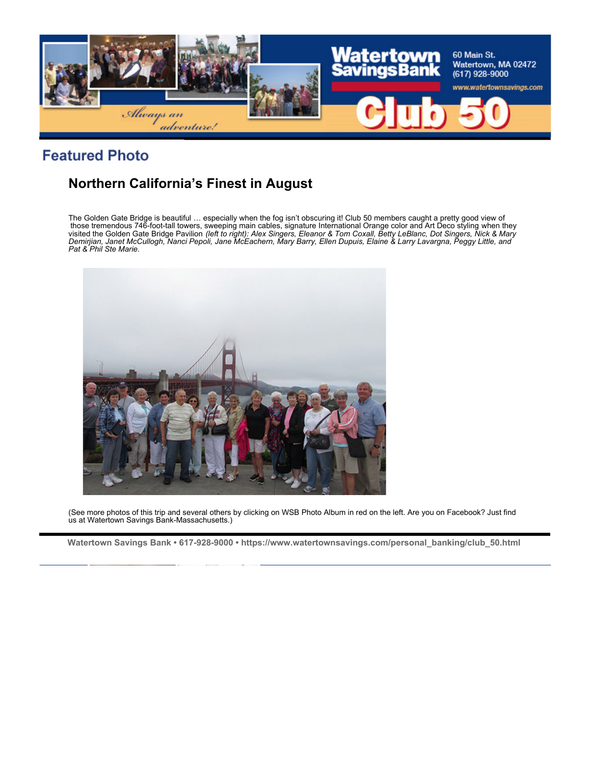## Featured Photo

### Northern California's Finest in August

The Golden Gate Bridge is beautiful … especially when the fog isn't obscuring it! Club 50 members caught a pretty good view of those tremendous 746-foot-tall towers, sweeping main cables, signature International Orange color and Art Deco styling when they visited the Golden Gate Bridge Pavilion *(left to right): Alex Singers, Eleanor & Tom Coxall, Betty LeBlanc, Dot Singers, Nick & Mary Demirjian, Janet McCullogh, Nanci Pepoli, Jane McEachern, Mary Barry, Ellen Dupuis, Elaine & Larry Lavargna, Peggy Little, and Pat & Phil Ste Marie.*

(See more photos of this trip and several others by clicking on WSB Photo Album in red on the left. Are you on Facebook? Just find us at Watertown Savings Bank-Massachusetts.)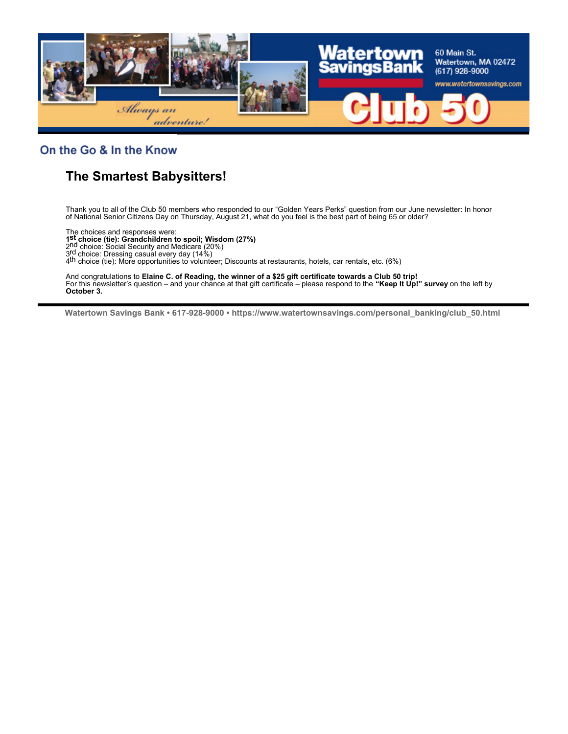## On the Go & In the Know

### The Smartest Babysitters!

Thank you to all of the Club 50 members who responded to our "Golden Years Perks" question from our June newsletter: In honor of National Senior Citizens Day on Thursday, August 21, what do you feel is the best part of being 65 or older?

The choices and responses were:
**1st choice (tie): Grandchildren to spoil; Wisdom (27%)**
2nd choice: Social Security and Medicare (20%)
3rd choice: Dressing casual every day (14%)
4th choice (tie): More opportunities to volunteer; Discounts at restaurants, hotels, car rentals, etc. (6%)

And congratulations to **Elaine C. of Reading, the winner of a $25 gift certificate towards a Club 50 trip!**
For this newsletter's question – and your chance at that gift certificate – please respond to the **"Keep It Up!" survey** on the left by **October 3.**